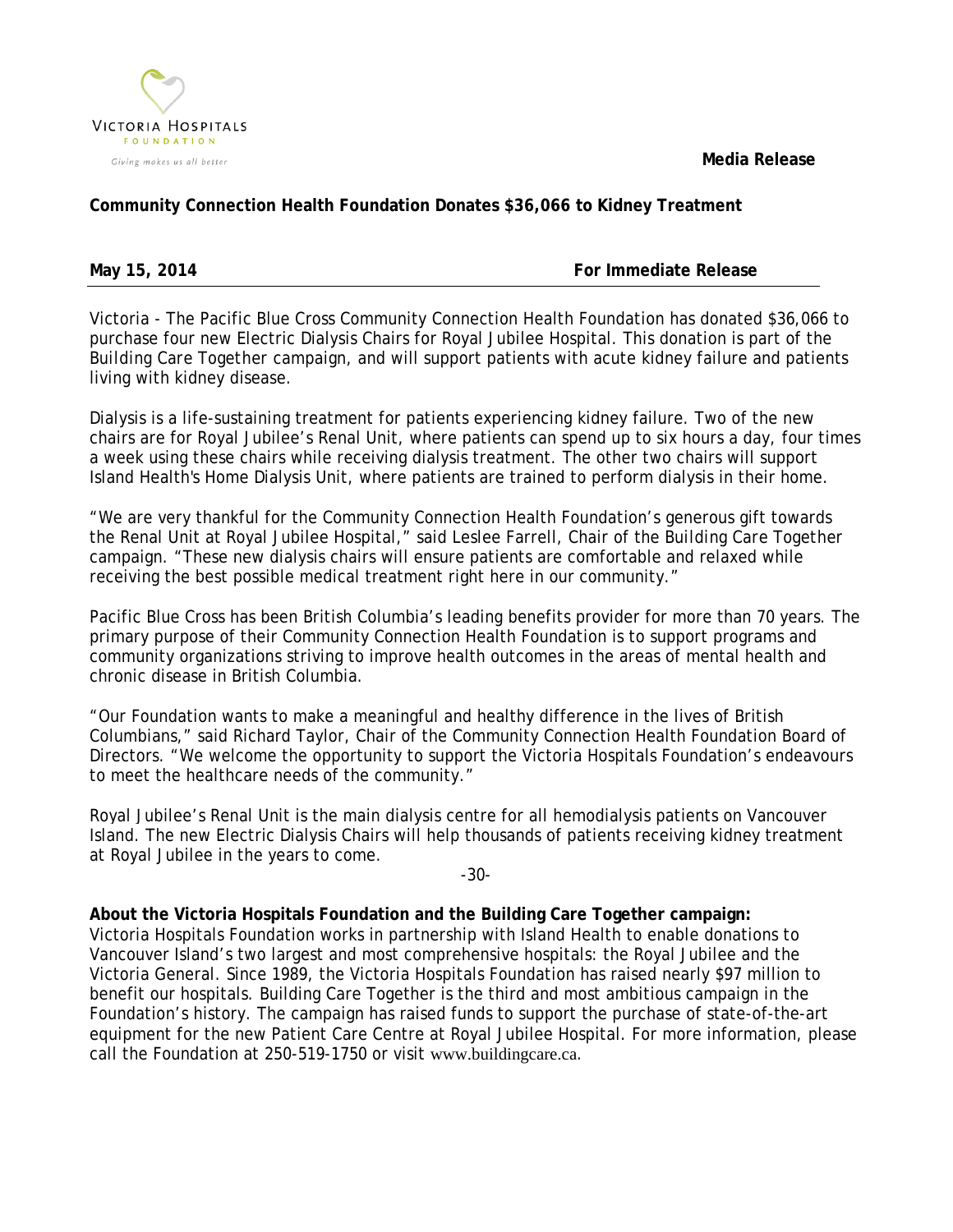VICTORIA HOSPITALS FOUNDATION

*Giving makes us all better*

**Media Release**

**Community Connection Health Foundation Donates $36,066 to Kidney Treatment**

**May 15, 2014** **For Immediate Release**

Victoria - The Pacific Blue Cross Community Connection Health Foundation has donated $36,066 to purchase four new Electric Dialysis Chairs for Royal Jubilee Hospital. This donation is part of the Building Care Together campaign, and will support patients with acute kidney failure and patients living with kidney disease.

Dialysis is a life-sustaining treatment for patients experiencing kidney failure. Two of the new chairs are for Royal Jubilee's Renal Unit, where patients can spend up to six hours a day, four times a week using these chairs while receiving dialysis treatment. The other two chairs will support Island Health's Home Dialysis Unit, where patients are trained to perform dialysis in their home.

"We are very thankful for the Community Connection Health Foundation's generous gift towards the Renal Unit at Royal Jubilee Hospital," said Leslee Farrell, Chair of the Building Care Together campaign. "These new dialysis chairs will ensure patients are comfortable and relaxed while receiving the best possible medical treatment right here in our community."

Pacific Blue Cross has been British Columbia's leading benefits provider for more than 70 years. The primary purpose of their Community Connection Health Foundation is to support programs and community organizations striving to improve health outcomes in the areas of mental health and chronic disease in British Columbia.

"Our Foundation wants to make a meaningful and healthy difference in the lives of British Columbians," said Richard Taylor, Chair of the Community Connection Health Foundation Board of Directors. "We welcome the opportunity to support the Victoria Hospitals Foundation's endeavours to meet the healthcare needs of the community."

Royal Jubilee's Renal Unit is the main dialysis centre for all hemodialysis patients on Vancouver Island. The new Electric Dialysis Chairs will help thousands of patients receiving kidney treatment at Royal Jubilee in the years to come.

-30-

**About the Victoria Hospitals Foundation and the Building Care Together campaign:**
Victoria Hospitals Foundation works in partnership with Island Health to enable donations to Vancouver Island's two largest and most comprehensive hospitals: the Royal Jubilee and the Victoria General. Since 1989, the Victoria Hospitals Foundation has raised nearly $97 million to benefit our hospitals. Building Care Together is the third and most ambitious campaign in the Foundation's history. The campaign has raised funds to support the purchase of state-of-the-art equipment for the new Patient Care Centre at Royal Jubilee Hospital. For more information, please call the Foundation at 250-519-1750 or visit www.buildingcare.ca.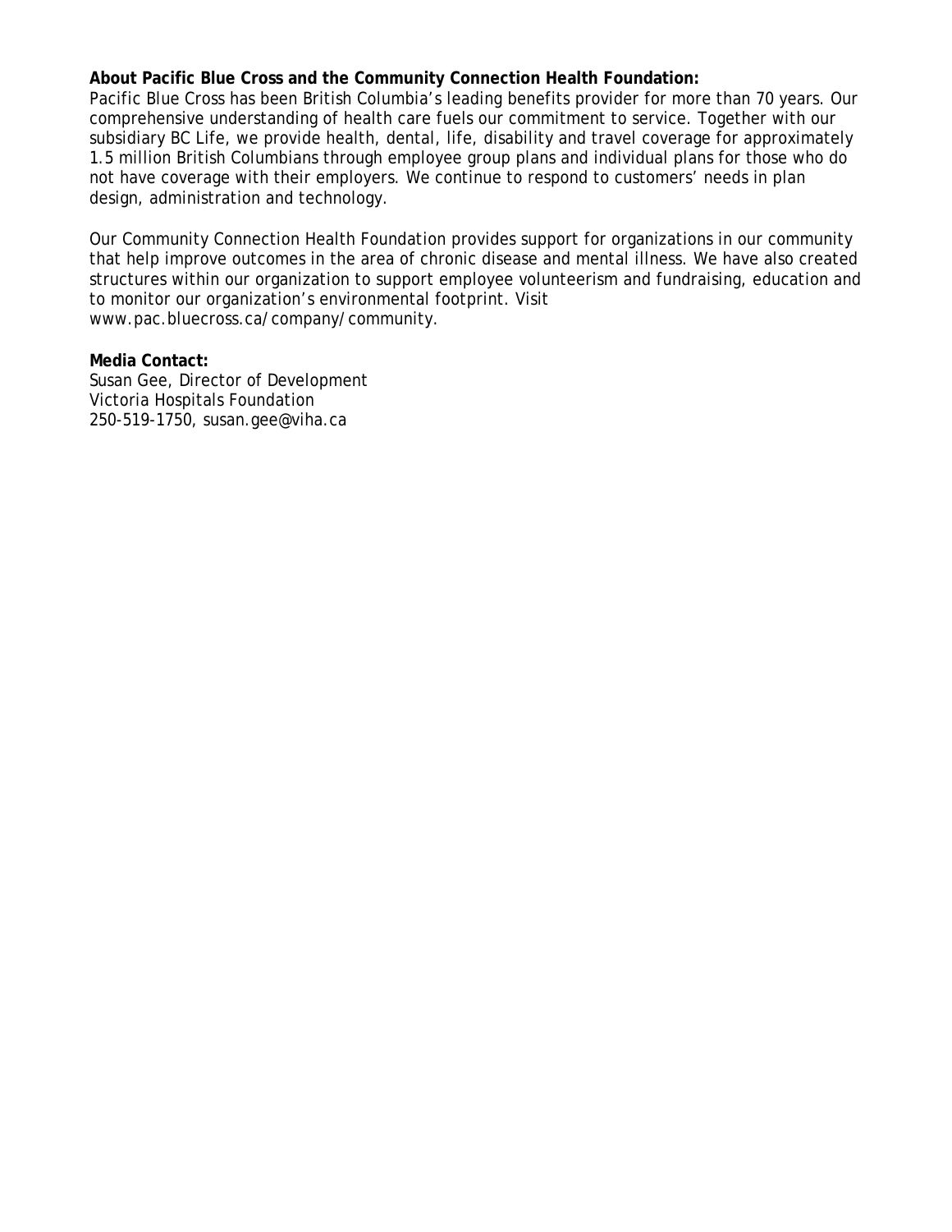**About Pacific Blue Cross and the Community Connection Health Foundation:**
Pacific Blue Cross has been British Columbia's leading benefits provider for more than 70 years. Our comprehensive understanding of health care fuels our commitment to service. Together with our subsidiary BC Life, we provide health, dental, life, disability and travel coverage for approximately 1.5 million British Columbians through employee group plans and individual plans for those who do not have coverage with their employers. We continue to respond to customers' needs in plan design, administration and technology.

Our Community Connection Health Foundation provides support for organizations in our community that help improve outcomes in the area of chronic disease and mental illness. We have also created structures within our organization to support employee volunteerism and fundraising, education and to monitor our organization's environmental footprint. Visit www.pac.bluecross.ca/company/community.

**Media Contact:**
Susan Gee, Director of Development
Victoria Hospitals Foundation
250-519-1750, susan.gee@viha.ca